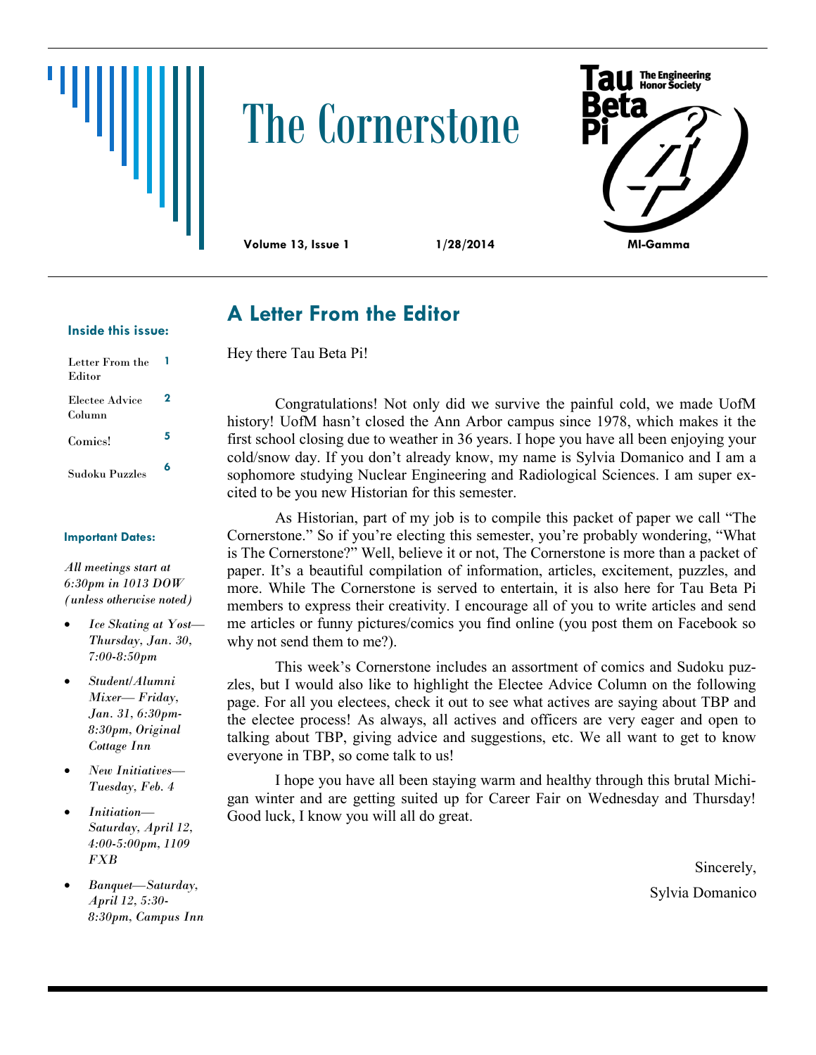# The Cornerstone

**Tau Beta Pi** The Engineering Honor Society

**Volume 13, Issue 1** **1/28/2014** **MI-Gamma**

**Inside this issue:**

| | |
|---|---|
| Letter From the Editor | 1 |
| Electee Advice Column | 2 |
| Comics! | 5 |
| Sudoku Puzzles | 6 |

**Important Dates:**

*All meetings start at 6:30pm in 1013 DOW (unless otherwise noted)*

- *Ice Skating at Yost— Thursday, Jan. 30, 7:00-8:50pm*
- *Student/Alumni Mixer— Friday, Jan. 31, 6:30pm-8:30pm, Original Cottage Inn*
- *New Initiatives— Tuesday, Feb. 4*
- *Initiation— Saturday, April 12, 4:00-5:00pm, 1109 FXB*
- *Banquet—Saturday, April 12, 5:30-8:30pm, Campus Inn*

## A Letter From the Editor

Hey there Tau Beta Pi!

Congratulations! Not only did we survive the painful cold, we made UofM history! UofM hasn't closed the Ann Arbor campus since 1978, which makes it the first school closing due to weather in 36 years. I hope you have all been enjoying your cold/snow day. If you don't already know, my name is Sylvia Domanico and I am a sophomore studying Nuclear Engineering and Radiological Sciences. I am super excited to be you new Historian for this semester.

As Historian, part of my job is to compile this packet of paper we call "The Cornerstone." So if you're electing this semester, you're probably wondering, "What is The Cornerstone?" Well, believe it or not, The Cornerstone is more than a packet of paper. It's a beautiful compilation of information, articles, excitement, puzzles, and more. While The Cornerstone is served to entertain, it is also here for Tau Beta Pi members to express their creativity. I encourage all of you to write articles and send me articles or funny pictures/comics you find online (you post them on Facebook so why not send them to me?).

This week's Cornerstone includes an assortment of comics and Sudoku puzzles, but I would also like to highlight the Electee Advice Column on the following page. For all you electees, check it out to see what actives are saying about TBP and the electee process! As always, all actives and officers are very eager and open to talking about TBP, giving advice and suggestions, etc. We all want to get to know everyone in TBP, so come talk to us!

I hope you have all been staying warm and healthy through this brutal Michigan winter and are getting suited up for Career Fair on Wednesday and Thursday! Good luck, I know you will all do great.

Sincerely,

Sylvia Domanico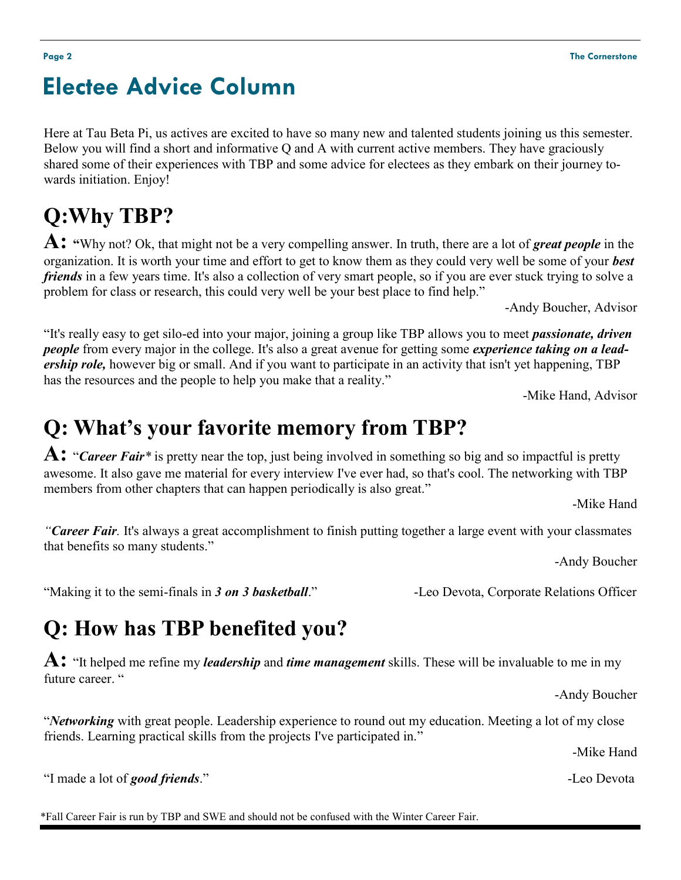# Electee Advice Column

Here at Tau Beta Pi, us actives are excited to have so many new and talented students joining us this semester. Below you will find a short and informative Q and A with current active members. They have graciously shared some of their experiences with TBP and some advice for electees as they embark on their journey towards initiation. Enjoy!

## Q:Why TBP?

**A:** **"**Why not? Ok, that might not be a very compelling answer. In truth, there are a lot of ***great people*** in the organization. It is worth your time and effort to get to know them as they could very well be some of your ***best friends*** in a few years time. It's also a collection of very smart people, so if you are ever stuck trying to solve a problem for class or research, this could very well be your best place to find help."

-Andy Boucher, Advisor

"It's really easy to get silo-ed into your major, joining a group like TBP allows you to meet ***passionate, driven people*** from every major in the college. It's also a great avenue for getting some ***experience taking on a leadership role,*** however big or small. And if you want to participate in an activity that isn't yet happening, TBP has the resources and the people to help you make that a reality."

-Mike Hand, Advisor

## Q: What's your favorite memory from TBP?

**A:** "***Career Fair****** is pretty near the top, just being involved in something so big and so impactful is pretty awesome. It also gave me material for every interview I've ever had, so that's cool. The networking with TBP members from other chapters that can happen periodically is also great."

-Mike Hand

*"**Career Fair**.* It's always a great accomplishment to finish putting together a large event with your classmates that benefits so many students."

-Andy Boucher

"Making it to the semi-finals in ***3 on 3 basketball***." -Leo Devota, Corporate Relations Officer

## Q: How has TBP benefited you?

**A:** "It helped me refine my ***leadership*** and ***time management*** skills. These will be invaluable to me in my future career. "

-Andy Boucher

"***Networking*** with great people. Leadership experience to round out my education. Meeting a lot of my close friends. Learning practical skills from the projects I've participated in."

-Mike Hand

"I made a lot of ***good friends***." -Leo Devota

*Fall Career Fair is run by TBP and SWE and should not be confused with the Winter Career Fair.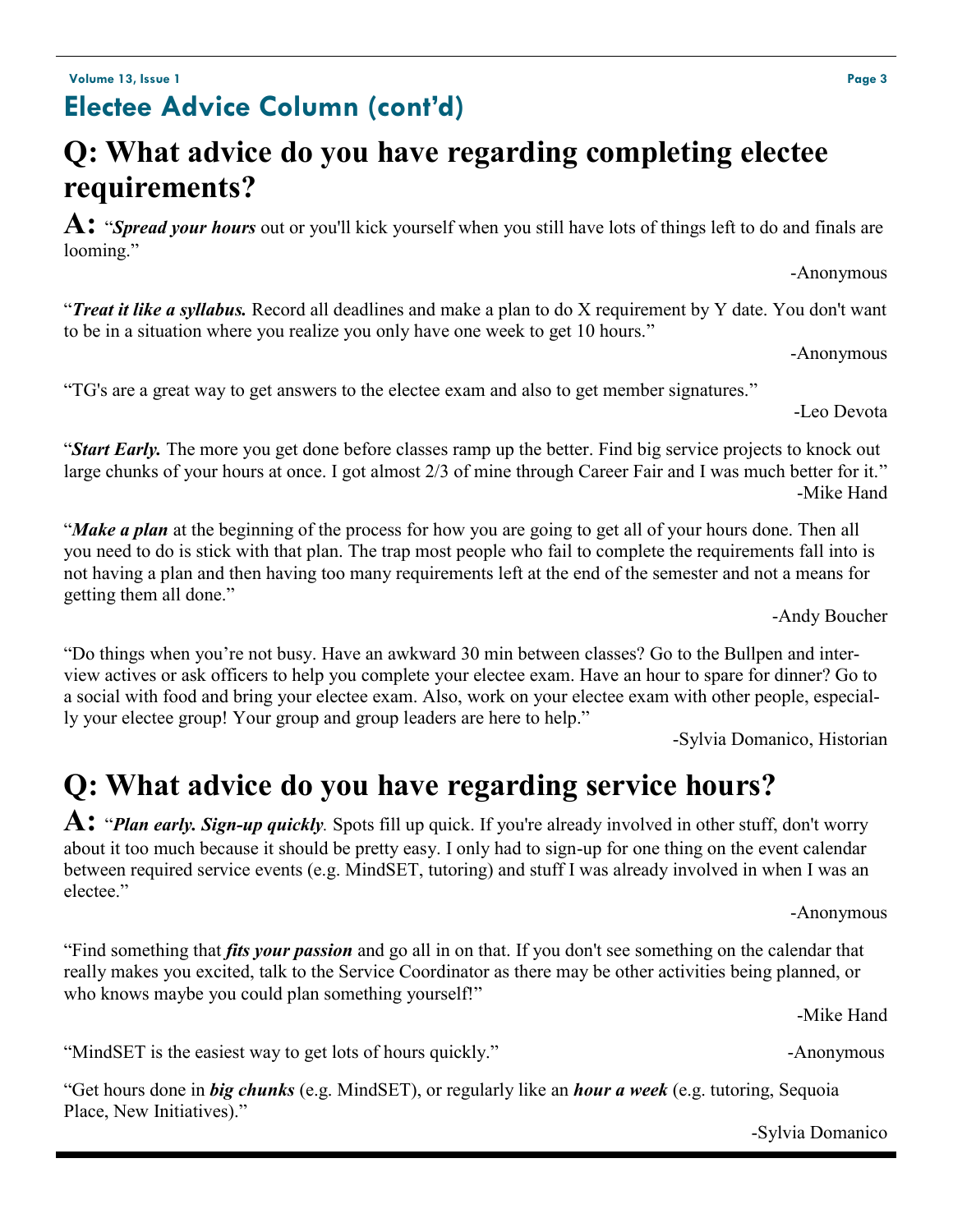## Electee Advice Column (cont'd)

# Q: What advice do you have regarding completing electee requirements?

**A:** "***Spread your hours*** out or you'll kick yourself when you still have lots of things left to do and finals are looming."

-Anonymous

"***Treat it like a syllabus.*** Record all deadlines and make a plan to do X requirement by Y date. You don't want to be in a situation where you realize you only have one week to get 10 hours."

-Anonymous

"TG's are a great way to get answers to the electee exam and also to get member signatures."

-Leo Devota

"***Start Early.*** The more you get done before classes ramp up the better. Find big service projects to knock out large chunks of your hours at once. I got almost 2/3 of mine through Career Fair and I was much better for it."

-Mike Hand

"***Make a plan*** at the beginning of the process for how you are going to get all of your hours done. Then all you need to do is stick with that plan. The trap most people who fail to complete the requirements fall into is not having a plan and then having too many requirements left at the end of the semester and not a means for getting them all done."

-Andy Boucher

"Do things when you're not busy. Have an awkward 30 min between classes? Go to the Bullpen and interview actives or ask officers to help you complete your electee exam. Have an hour to spare for dinner? Go to a social with food and bring your electee exam. Also, work on your electee exam with other people, especially your electee group! Your group and group leaders are here to help."

-Sylvia Domanico, Historian

# Q: What advice do you have regarding service hours?

**A:** "***Plan early. Sign-up quickly***. Spots fill up quick. If you're already involved in other stuff, don't worry about it too much because it should be pretty easy. I only had to sign-up for one thing on the event calendar between required service events (e.g. MindSET, tutoring) and stuff I was already involved in when I was an electee."

-Anonymous

"Find something that ***fits your passion*** and go all in on that. If you don't see something on the calendar that really makes you excited, talk to the Service Coordinator as there may be other activities being planned, or who knows maybe you could plan something yourself!"

-Mike Hand

"MindSET is the easiest way to get lots of hours quickly."

-Anonymous

"Get hours done in ***big chunks*** (e.g. MindSET), or regularly like an ***hour a week*** (e.g. tutoring, Sequoia Place, New Initiatives)."

-Sylvia Domanico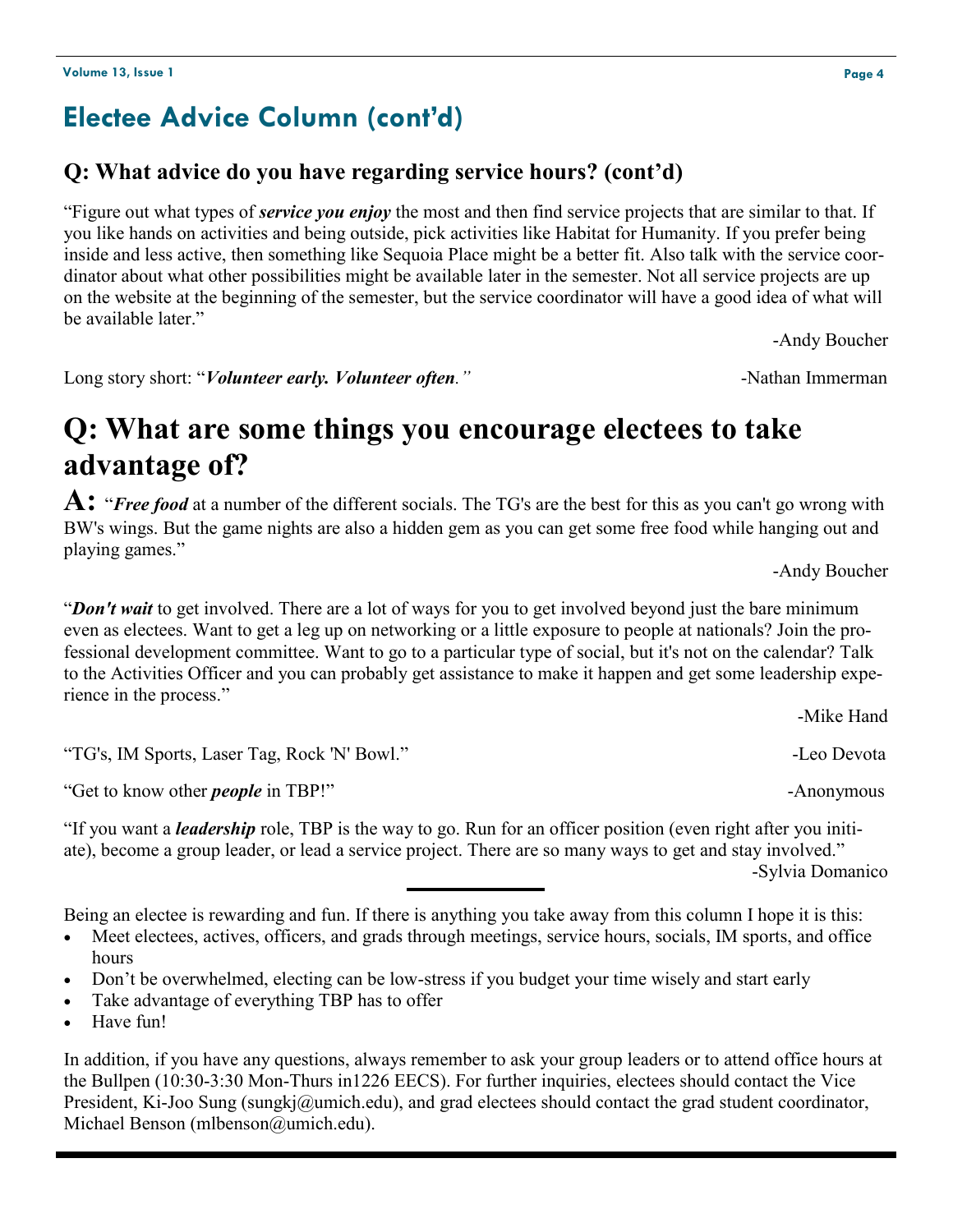## Electee Advice Column (cont'd)

### Q: What advice do you have regarding service hours? (cont'd)

"Figure out what types of ***service you enjoy*** the most and then find service projects that are similar to that. If you like hands on activities and being outside, pick activities like Habitat for Humanity. If you prefer being inside and less active, then something like Sequoia Place might be a better fit. Also talk with the service coordinator about what other possibilities might be available later in the semester. Not all service projects are up on the website at the beginning of the semester, but the service coordinator will have a good idea of what will be available later."

-Andy Boucher

Long story short: "***Volunteer early. Volunteer often***." -Nathan Immerman

# Q: What are some things you encourage electees to take advantage of?

**A:** "***Free food*** at a number of the different socials. The TG's are the best for this as you can't go wrong with BW's wings. But the game nights are also a hidden gem as you can get some free food while hanging out and playing games."

-Andy Boucher

"***Don't wait*** to get involved. There are a lot of ways for you to get involved beyond just the bare minimum even as electees. Want to get a leg up on networking or a little exposure to people at nationals? Join the professional development committee. Want to go to a particular type of social, but it's not on the calendar? Talk to the Activities Officer and you can probably get assistance to make it happen and get some leadership experience in the process."

-Mike Hand

"TG's, IM Sports, Laser Tag, Rock 'N' Bowl." -Leo Devota

"Get to know other ***people*** in TBP!" -Anonymous

"If you want a ***leadership*** role, TBP is the way to go. Run for an officer position (even right after you initiate), become a group leader, or lead a service project. There are so many ways to get and stay involved."

-Sylvia Domanico

---

Being an electee is rewarding and fun. If there is anything you take away from this column I hope it is this:

- Meet electees, actives, officers, and grads through meetings, service hours, socials, IM sports, and office hours
- Don't be overwhelmed, electing can be low-stress if you budget your time wisely and start early
- Take advantage of everything TBP has to offer
- Have fun!

In addition, if you have any questions, always remember to ask your group leaders or to attend office hours at the Bullpen (10:30-3:30 Mon-Thurs in1226 EECS). For further inquiries, electees should contact the Vice President, Ki-Joo Sung (sungkj@umich.edu), and grad electees should contact the grad student coordinator, Michael Benson (mlbenson@umich.edu).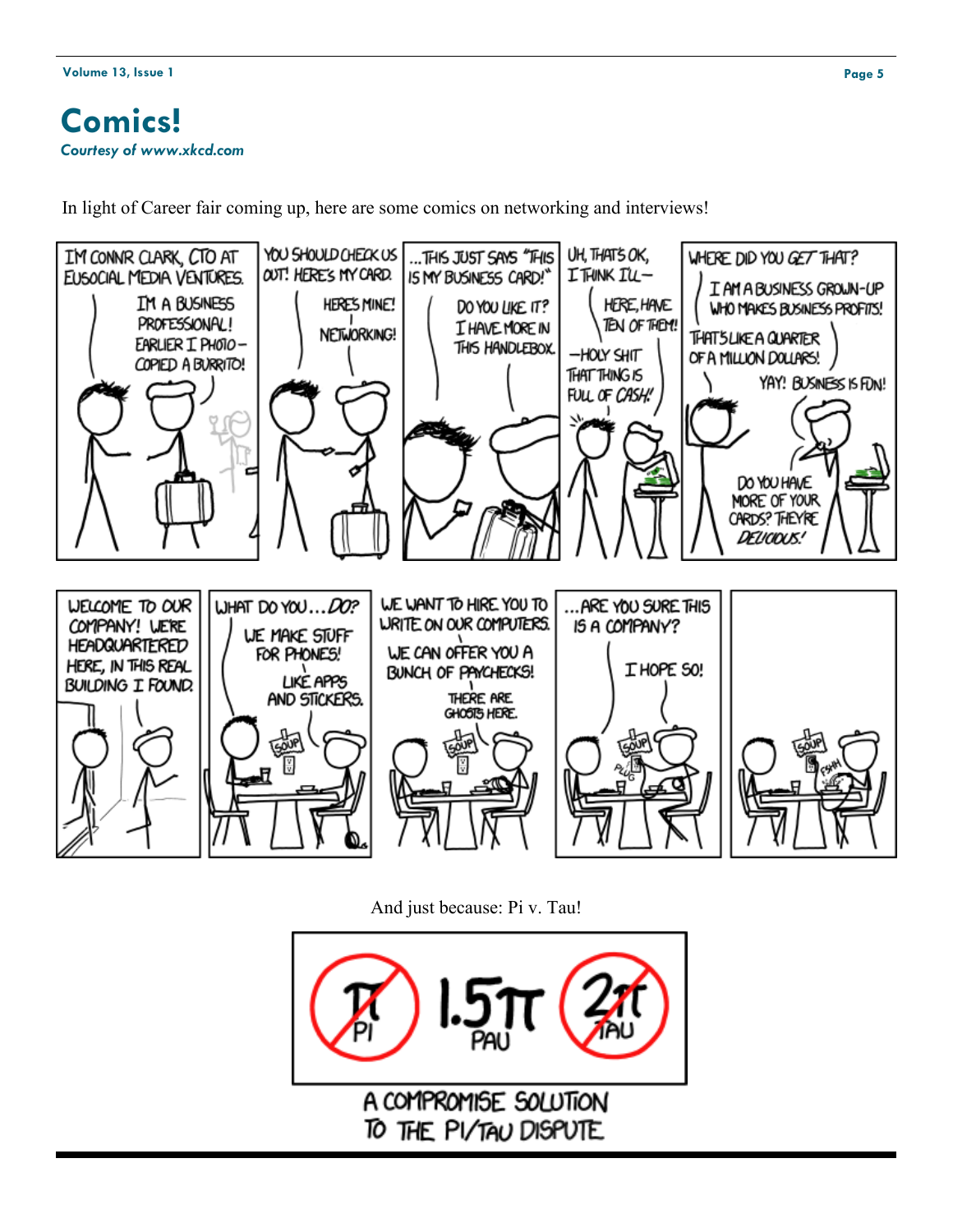# Comics!

*Courtesy of www.xkcd.com*

In light of Career fair coming up, here are some comics on networking and interviews!

And just because: Pi v. Tau!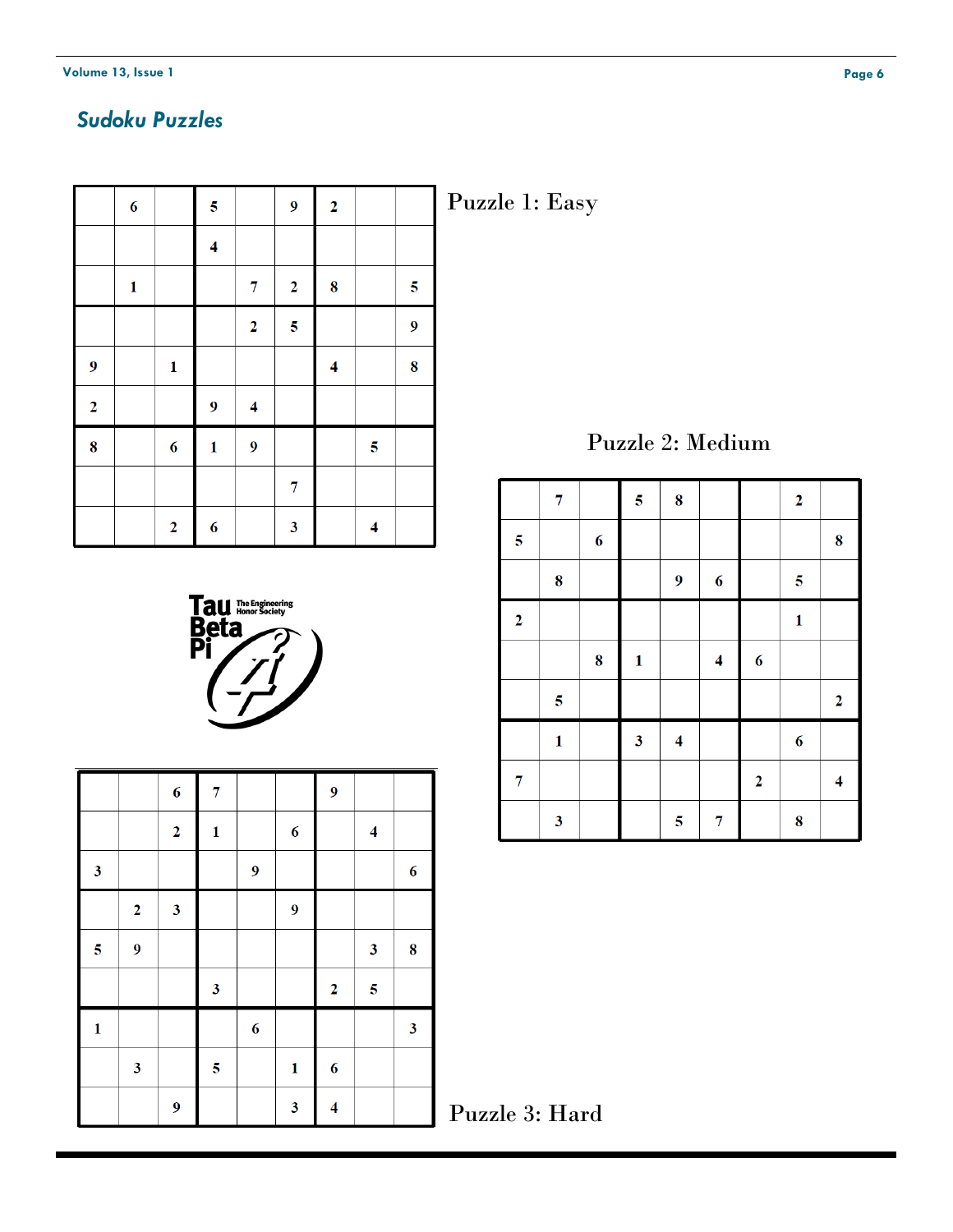## *Sudoku Puzzles*

Puzzle 1: Easy

|   |   |   |   |   |   |   |   |   |
|---|---|---|---|---|---|---|---|---|
|   | 6 |   | 5 |   | 9 | 2 |   |   |
|   |   |   | 4 |   |   |   |   |   |
|   | 1 |   |   | 7 | 2 | 8 |   | 5 |
|   |   |   |   | 2 | 5 |   |   | 9 |
| 9 |   | 1 |   |   |   | 4 |   | 8 |
| 2 |   |   | 9 | 4 |   |   |   |   |
| 8 |   | 6 | 1 | 9 |   |   | 5 |   |
|   |   |   |   |   | 7 |   |   |   |
|   |   | 2 | 6 |   | 3 |   | 4 |   |

Puzzle 2: Medium

|   |   |   |   |   |   |   |   |   |
|---|---|---|---|---|---|---|---|---|
|   | 7 |   | 5 | 8 |   |   | 2 |   |
| 5 |   | 6 |   |   |   |   |   | 8 |
|   | 8 |   |   | 9 | 6 |   | 5 |   |
| 2 |   |   |   |   |   |   | 1 |   |
|   |   | 8 | 1 |   | 4 | 6 |   |   |
|   | 5 |   |   |   |   |   |   | 2 |
|   | 1 |   | 3 | 4 |   |   | 6 |   |
| 7 |   |   |   |   |   | 2 |   | 4 |
|   | 3 |   |   | 5 | 7 |   | 8 |   |

Tau Beta Pi The Engineering Honor Society

Puzzle 3: Hard

|   |   |   |   |   |   |   |   |   |
|---|---|---|---|---|---|---|---|---|
|   |   | 6 | 7 |   |   | 9 |   |   |
|   |   | 2 | 1 |   | 6 |   | 4 |   |
| 3 |   |   |   | 9 |   |   |   | 6 |
|   | 2 | 3 |   |   | 9 |   |   |   |
| 5 | 9 |   |   |   |   |   | 3 | 8 |
|   |   |   | 3 |   |   | 2 | 5 |   |
| 1 |   |   |   | 6 |   |   |   | 3 |
|   | 3 |   | 5 |   | 1 | 6 |   |   |
|   |   | 9 |   |   | 3 | 4 |   |   |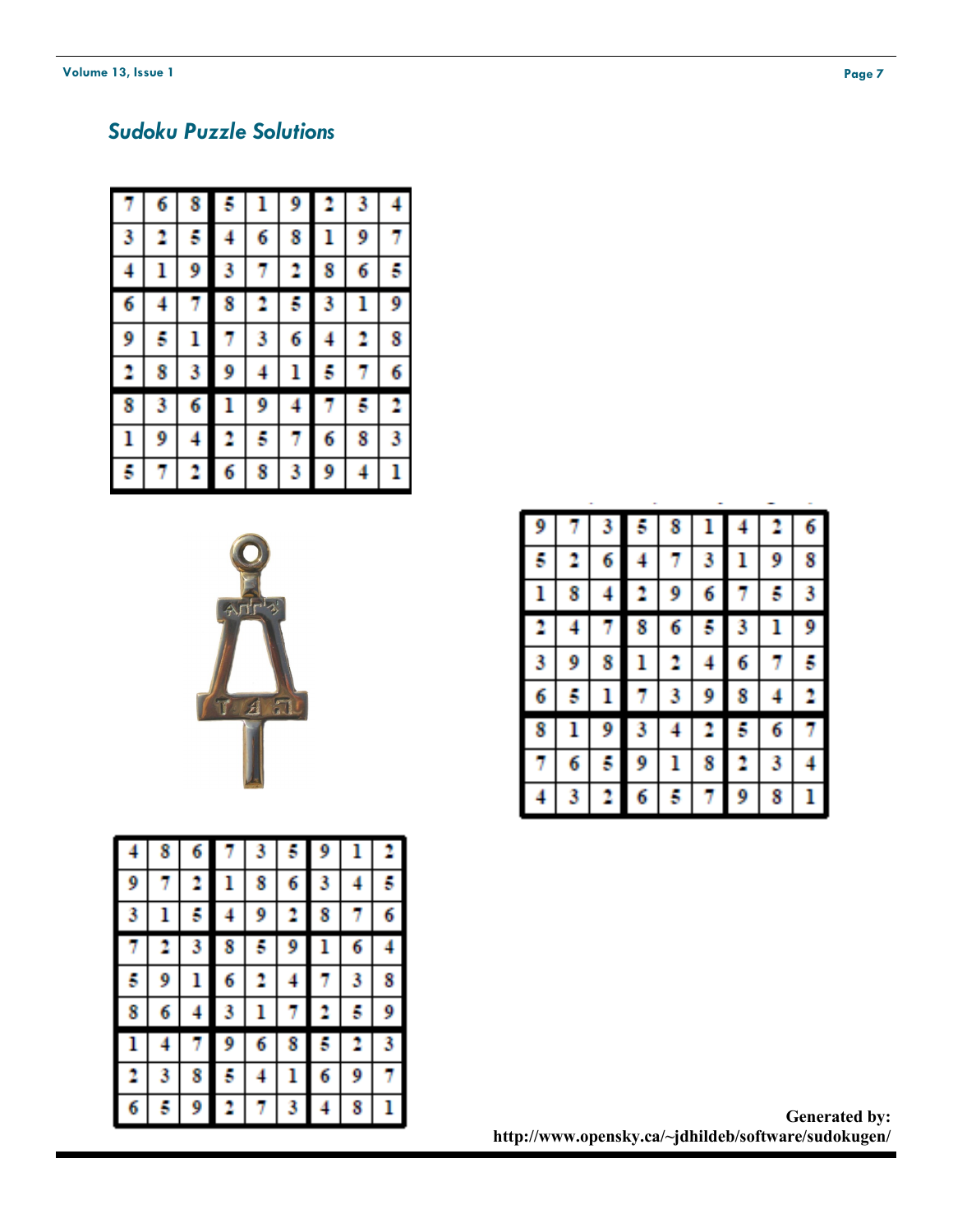## *Sudoku Puzzle Solutions*

| | | | | | | | | |
|---|---|---|---|---|---|---|---|---|
| 7 | 6 | 8 | 5 | 1 | 9 | 2 | 3 | 4 |
| 3 | 2 | 5 | 4 | 6 | 8 | 1 | 9 | 7 |
| 4 | 1 | 9 | 3 | 7 | 2 | 8 | 6 | 5 |
| 6 | 4 | 7 | 8 | 2 | 5 | 3 | 1 | 9 |
| 9 | 5 | 1 | 7 | 3 | 6 | 4 | 2 | 8 |
| 2 | 8 | 3 | 9 | 4 | 1 | 5 | 7 | 6 |
| 8 | 3 | 6 | 1 | 9 | 4 | 7 | 5 | 2 |
| 1 | 9 | 4 | 2 | 5 | 7 | 6 | 8 | 3 |
| 5 | 7 | 2 | 6 | 8 | 3 | 9 | 4 | 1 |

| | | | | | | | | |
|---|---|---|---|---|---|---|---|---|
| 9 | 7 | 3 | 5 | 8 | 1 | 4 | 2 | 6 |
| 5 | 2 | 6 | 4 | 7 | 3 | 1 | 9 | 8 |
| 1 | 8 | 4 | 2 | 9 | 6 | 7 | 5 | 3 |
| 2 | 4 | 7 | 8 | 6 | 5 | 3 | 1 | 9 |
| 3 | 9 | 8 | 1 | 2 | 4 | 6 | 7 | 5 |
| 6 | 5 | 1 | 7 | 3 | 9 | 8 | 4 | 2 |
| 8 | 1 | 9 | 3 | 4 | 2 | 5 | 6 | 7 |
| 7 | 6 | 5 | 9 | 1 | 8 | 2 | 3 | 4 |
| 4 | 3 | 2 | 6 | 5 | 7 | 9 | 8 | 1 |

| | | | | | | | | |
|---|---|---|---|---|---|---|---|---|
| 4 | 8 | 6 | 7 | 3 | 5 | 9 | 1 | 2 |
| 9 | 7 | 2 | 1 | 8 | 6 | 3 | 4 | 5 |
| 3 | 1 | 5 | 4 | 9 | 2 | 8 | 7 | 6 |
| 7 | 2 | 3 | 8 | 5 | 9 | 1 | 6 | 4 |
| 5 | 9 | 1 | 6 | 2 | 4 | 7 | 3 | 8 |
| 8 | 6 | 4 | 3 | 1 | 7 | 2 | 5 | 9 |
| 1 | 4 | 7 | 9 | 6 | 8 | 5 | 2 | 3 |
| 2 | 3 | 8 | 5 | 4 | 1 | 6 | 9 | 7 |
| 6 | 5 | 9 | 2 | 7 | 3 | 4 | 8 | 1 |

**Generated by:**
**http://www.opensky.ca/~jdhildeb/software/sudokugen/**